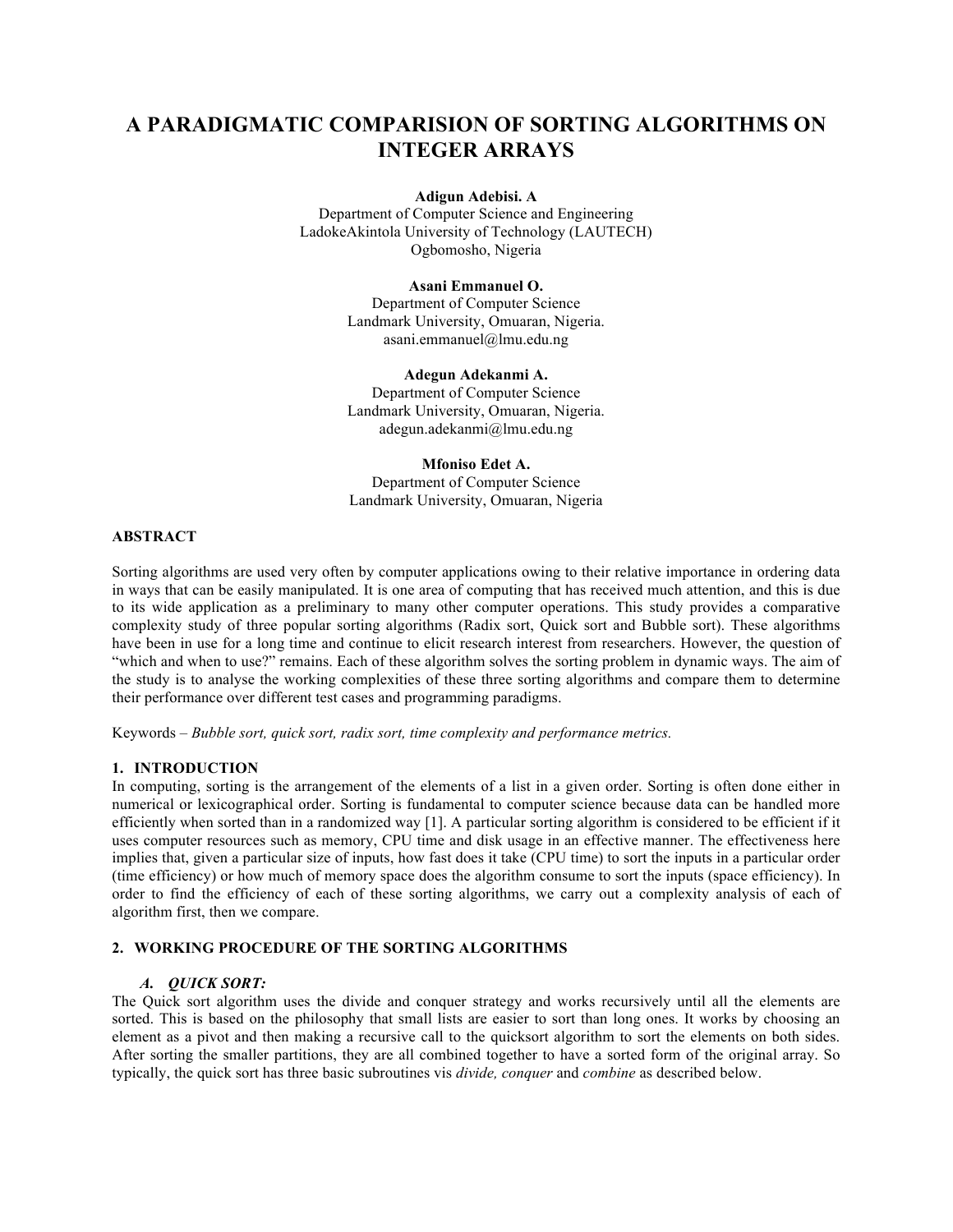# A PARADIGMATIC COMPARISION OF SORTING ALGORITHMS ON INTEGER ARRAYS

**Adigun Adebisi. A**
Department of Computer Science and Engineering
LadokeAkintola University of Technology (LAUTECH)
Ogbomosho, Nigeria

**Asani Emmanuel O.**
Department of Computer Science
Landmark University, Omuaran, Nigeria.
asani.emmanuel@lmu.edu.ng

**Adegun Adekanmi A.**
Department of Computer Science
Landmark University, Omuaran, Nigeria.
adegun.adekanmi@lmu.edu.ng

**Mfoniso Edet A.**
Department of Computer Science
Landmark University, Omuaran, Nigeria

## ABSTRACT

Sorting algorithms are used very often by computer applications owing to their relative importance in ordering data in ways that can be easily manipulated. It is one area of computing that has received much attention, and this is due to its wide application as a preliminary to many other computer operations. This study provides a comparative complexity study of three popular sorting algorithms (Radix sort, Quick sort and Bubble sort). These algorithms have been in use for a long time and continue to elicit research interest from researchers. However, the question of "which and when to use?" remains. Each of these algorithm solves the sorting problem in dynamic ways. The aim of the study is to analyse the working complexities of these three sorting algorithms and compare them to determine their performance over different test cases and programming paradigms.

Keywords – *Bubble sort, quick sort, radix sort, time complexity and performance metrics.*

## 1. INTRODUCTION

In computing, sorting is the arrangement of the elements of a list in a given order. Sorting is often done either in numerical or lexicographical order. Sorting is fundamental to computer science because data can be handled more efficiently when sorted than in a randomized way [1]. A particular sorting algorithm is considered to be efficient if it uses computer resources such as memory, CPU time and disk usage in an effective manner. The effectiveness here implies that, given a particular size of inputs, how fast does it take (CPU time) to sort the inputs in a particular order (time efficiency) or how much of memory space does the algorithm consume to sort the inputs (space efficiency). In order to find the efficiency of each of these sorting algorithms, we carry out a complexity analysis of each of algorithm first, then we compare.

## 2. WORKING PROCEDURE OF THE SORTING ALGORITHMS

### *A. QUICK SORT:*

The Quick sort algorithm uses the divide and conquer strategy and works recursively until all the elements are sorted. This is based on the philosophy that small lists are easier to sort than long ones. It works by choosing an element as a pivot and then making a recursive call to the quicksort algorithm to sort the elements on both sides. After sorting the smaller partitions, they are all combined together to have a sorted form of the original array. So typically, the quick sort has three basic subroutines vis *divide, conquer* and *combine* as described below.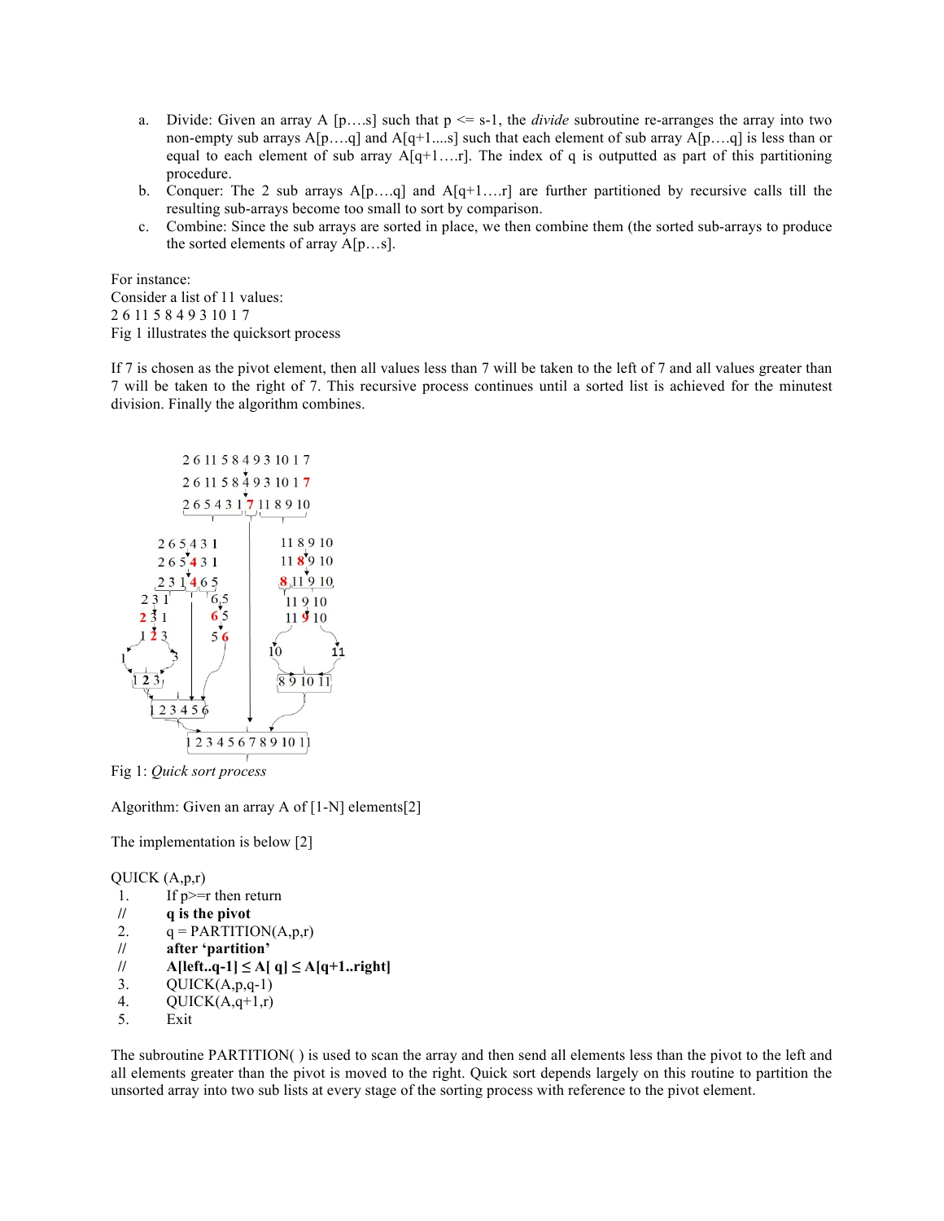a. Divide: Given an array A [p….s] such that p <= s-1, the *divide* subroutine re-arranges the array into two non-empty sub arrays A[p….q] and A[q+1....s] such that each element of sub array A[p….q] is less than or equal to each element of sub array A[q+1….r]. The index of q is outputted as part of this partitioning procedure.
b. Conquer: The 2 sub arrays A[p….q] and A[q+1….r] are further partitioned by recursive calls till the resulting sub-arrays become too small to sort by comparison.
c. Combine: Since the sub arrays are sorted in place, we then combine them (the sorted sub-arrays to produce the sorted elements of array A[p…s].

For instance:
Consider a list of 11 values:
2 6 11 5 8 4 9 3 10 1 7
Fig 1 illustrates the quicksort process

If 7 is chosen as the pivot element, then all values less than 7 will be taken to the left of 7 and all values greater than 7 will be taken to the right of 7. This recursive process continues until a sorted list is achieved for the minutest division. Finally the algorithm combines.

Fig 1: *Quick sort process*

Algorithm: Given an array A of [1-N] elements[2]

The implementation is below [2]

QUICK (A,p,r)

1. If p>=r then return

// **q is the pivot**

2. q = PARTITION(A,p,r)

// **after 'partition'**

// **A[left..q-1] ≤ A[ q] ≤ A[q+1..right]**

3. QUICK(A,p,q-1)
4. QUICK(A,q+1,r)
5. Exit

The subroutine PARTITION( ) is used to scan the array and then send all elements less than the pivot to the left and all elements greater than the pivot is moved to the right. Quick sort depends largely on this routine to partition the unsorted array into two sub lists at every stage of the sorting process with reference to the pivot element.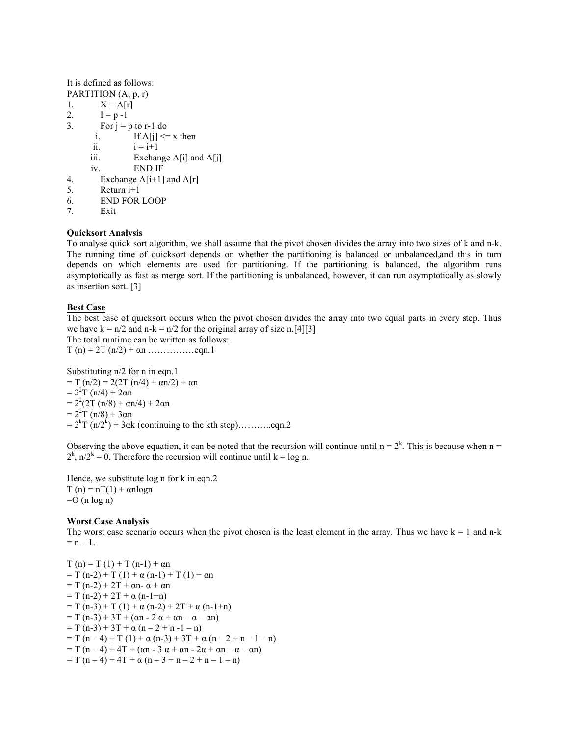It is defined as follows:

PARTITION (A, p, r)

1. X = A[r]
2. I = p -1
3. For j = p to r-1 do
   i. If A[j] <= x then
   ii. i = i+1
   iii. Exchange A[i] and A[j]
   iv. END IF
4. Exchange A[i+1] and A[r]
5. Return i+1
6. END FOR LOOP
7. Exit

**Quicksort Analysis**

To analyse quick sort algorithm, we shall assume that the pivot chosen divides the array into two sizes of k and n-k. The running time of quicksort depends on whether the partitioning is balanced or unbalanced,and this in turn depends on which elements are used for partitioning. If the partitioning is balanced, the algorithm runs asymptotically as fast as merge sort. If the partitioning is unbalanced, however, it can run asymptotically as slowly as insertion sort. [3]

**Best Case**

The best case of quicksort occurs when the pivot chosen divides the array into two equal parts in every step. Thus we have k = n/2 and n-k = n/2 for the original array of size n.[4][3]

The total runtime can be written as follows:

$T(n) = 2T(n/2) + \alpha n$ ……………eqn.1

Substituting n/2 for n in eqn.1

$= T(n/2) = 2(2T(n/4) + \alpha n/2) + \alpha n$

$= 2^2T(n/4) + 2\alpha n$

$= 2^2(2T(n/8) + \alpha n/4) + 2\alpha n$

$= 2^2T(n/8) + 3\alpha n$

$= 2^kT(n/2^k) + 3\alpha k$ (continuing to the kth step)………..eqn.2

Observing the above equation, it can be noted that the recursion will continue until $n = 2^k$. This is because when $n = 2^k$, $n/2^k = 0$. Therefore the recursion will continue until k = log n.

Hence, we substitute log n for k in eqn.2

$T(n) = nT(1) + \alpha n \log n$

$= O(n \log n)$

**Worst Case Analysis**

The worst case scenario occurs when the pivot chosen is the least element in the array. Thus we have k = 1 and n-k = n – 1.

$T(n) = T(1) + T(n-1) + \alpha n$

$= T(n-2) + T(1) + \alpha(n-1) + T(1) + \alpha n$

$= T(n-2) + 2T + \alpha n - \alpha + \alpha n$

$= T(n-2) + 2T + \alpha(n-1+n)$

$= T(n-3) + T(1) + \alpha(n-2) + 2T + \alpha(n-1+n)$

$= T(n-3) + 3T + (\alpha n - 2\alpha + \alpha n - \alpha - \alpha n)$

$= T(n-3) + 3T + \alpha(n - 2 + n - 1 - n)$

$= T(n-4) + T(1) + \alpha(n-3) + 3T + \alpha(n - 2 + n - 1 - n)$

$= T(n-4) + 4T + (\alpha n - 3\alpha + \alpha n - 2\alpha + \alpha n - \alpha - \alpha n)$

$= T(n-4) + 4T + \alpha(n - 3 + n - 2 + n - 1 - n)$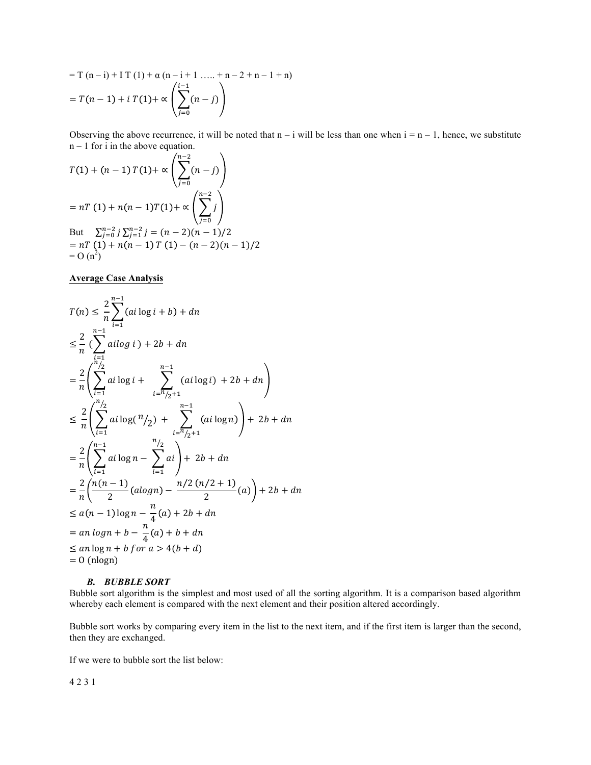$= T(n – i) + I\ T(1) + \alpha (n – i + 1 \ ….. + n – 2 + n – 1 + n)$

$$= T(n-1) + i\,T(1) + \propto \left(\sum_{j=0}^{i-1}(n-j)\right)$$

Observing the above recurrence, it will be noted that n – i will be less than one when i = n – 1, hence, we substitute n – 1 for i in the above equation.

$$T(1) + (n-1)\,T(1) + \propto \left(\sum_{j=0}^{n-2}(n-j)\right)$$

$$= nT\,(1) + n(n-1)T(1) + \propto \left(\sum_{j=0}^{n-2} j\right)$$

But $\sum_{j=0}^{n-2} j \sum_{j=1}^{n-2} j = (n-2)(n-1)/2$

$= nT\,(1) + n(n-1)\,T\,(1) - (n-2)(n-1)/2$

$= O\,(n^2)$

**Average Case Analysis**

$$T(n) \leq \frac{2}{n}\sum_{i=1}^{n-1}(ai\log i + b) + dn$$

$$\leq \frac{2}{n}\,(\sum_{i=1}^{n-1} ailog\ i\,) + 2b + dn$$

$$= \frac{2}{n}\left(\sum_{i=1}^{n/2} ai\log i + \sum_{i=n/2+1}^{n-1}(ai\log i)\ + 2b + dn\right)$$

$$\leq \frac{2}{n}\left(\sum_{i=1}^{n/2} ai\log(n/2)\ + \sum_{i=n/2+1}^{n-1}(ai\log n)\right) + \ 2b + dn$$

$$= \frac{2}{n}\left(\sum_{i=1}^{n-1} ai\log n - \sum_{i=1}^{n/2} ai\right) + \ 2b + dn$$

$$= \frac{2}{n}\left(\frac{n(n-1)}{2}(alogn) - \ \frac{n/2\,(n/2+1)}{2}(a)\right) + 2b + dn$$

$$\leq a(n-1)\log n - \frac{n}{4}(a) + 2b + dn$$

$$= an\,logn + b - \ \frac{n}{4}(a) + b + dn$$

$$\leq an\log n + b\ for\ a > 4(b+d)$$

$$= O\ (\text{nlogn})$$

### *B. BUBBLE SORT*

Bubble sort algorithm is the simplest and most used of all the sorting algorithm. It is a comparison based algorithm whereby each element is compared with the next element and their position altered accordingly.

Bubble sort works by comparing every item in the list to the next item, and if the first item is larger than the second, then they are exchanged.

If we were to bubble sort the list below:

4 2 3 1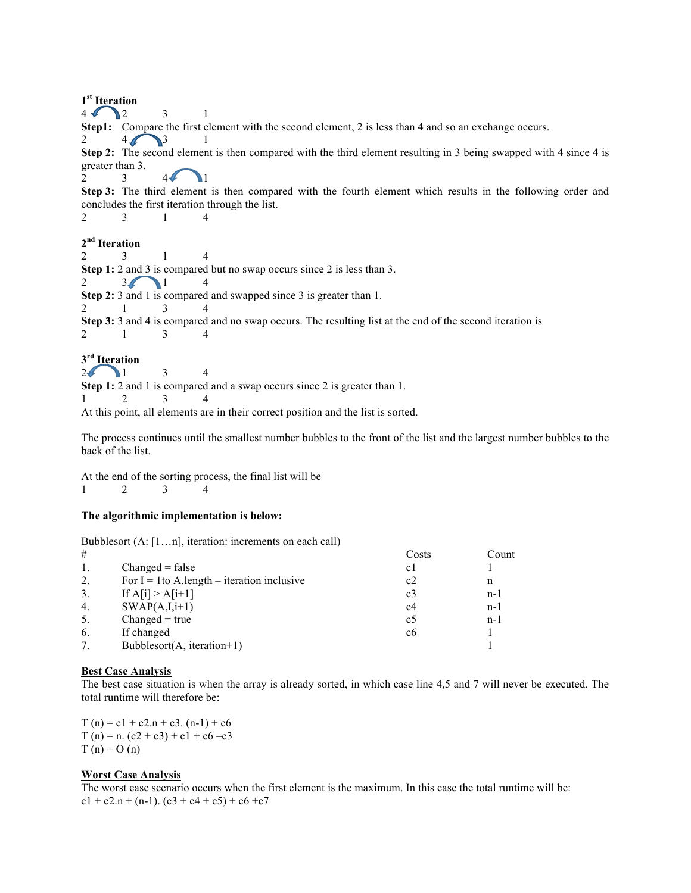**1st Iteration**

4 2 3 1

**Step1:** Compare the first element with the second element, 2 is less than 4 and so an exchange occurs.

2 4 3 1

**Step 2:** The second element is then compared with the third element resulting in 3 being swapped with 4 since 4 is greater than 3.

2 3 4 1

**Step 3:** The third element is then compared with the fourth element which results in the following order and concludes the first iteration through the list.

2 3 1 4

**2nd Iteration**

2 3 1 4

**Step 1:** 2 and 3 is compared but no swap occurs since 2 is less than 3.

2 3 1 4

**Step 2:** 3 and 1 is compared and swapped since 3 is greater than 1.

2 1 3 4

**Step 3:** 3 and 4 is compared and no swap occurs. The resulting list at the end of the second iteration is

2 1 3 4

**3rd Iteration**

2 1 3 4

**Step 1:** 2 and 1 is compared and a swap occurs since 2 is greater than 1.

1 2 3 4

At this point, all elements are in their correct position and the list is sorted.

The process continues until the smallest number bubbles to the front of the list and the largest number bubbles to the back of the list.

At the end of the sorting process, the final list will be

1 2 3 4

**The algorithmic implementation is below:**

Bubblesort (A: [1…n], iteration: increments on each call)

| # | | Costs | Count |
|---|---|---|---|
| 1. | Changed = false | c1 | 1 |
| 2. | For I = 1to A.length – iteration inclusive | c2 | n |
| 3. | If A[i] > A[i+1] | c3 | n-1 |
| 4. | SWAP(A,I,i+1) | c4 | n-1 |
| 5. | Changed = true | c5 | n-1 |
| 6. | If changed | c6 | 1 |
| 7. | Bubblesort(A, iteration+1) | | 1 |

**Best Case Analysis**

The best case situation is when the array is already sorted, in which case line 4,5 and 7 will never be executed. The total runtime will therefore be:

$T(n) = c1 + c2.n + c3.(n-1) + c6$

$T(n) = n.(c2 + c3) + c1 + c6 - c3$

$T(n) = O(n)$

**Worst Case Analysis**

The worst case scenario occurs when the first element is the maximum. In this case the total runtime will be:

$c1 + c2.n + (n-1).(c3 + c4 + c5) + c6 + c7$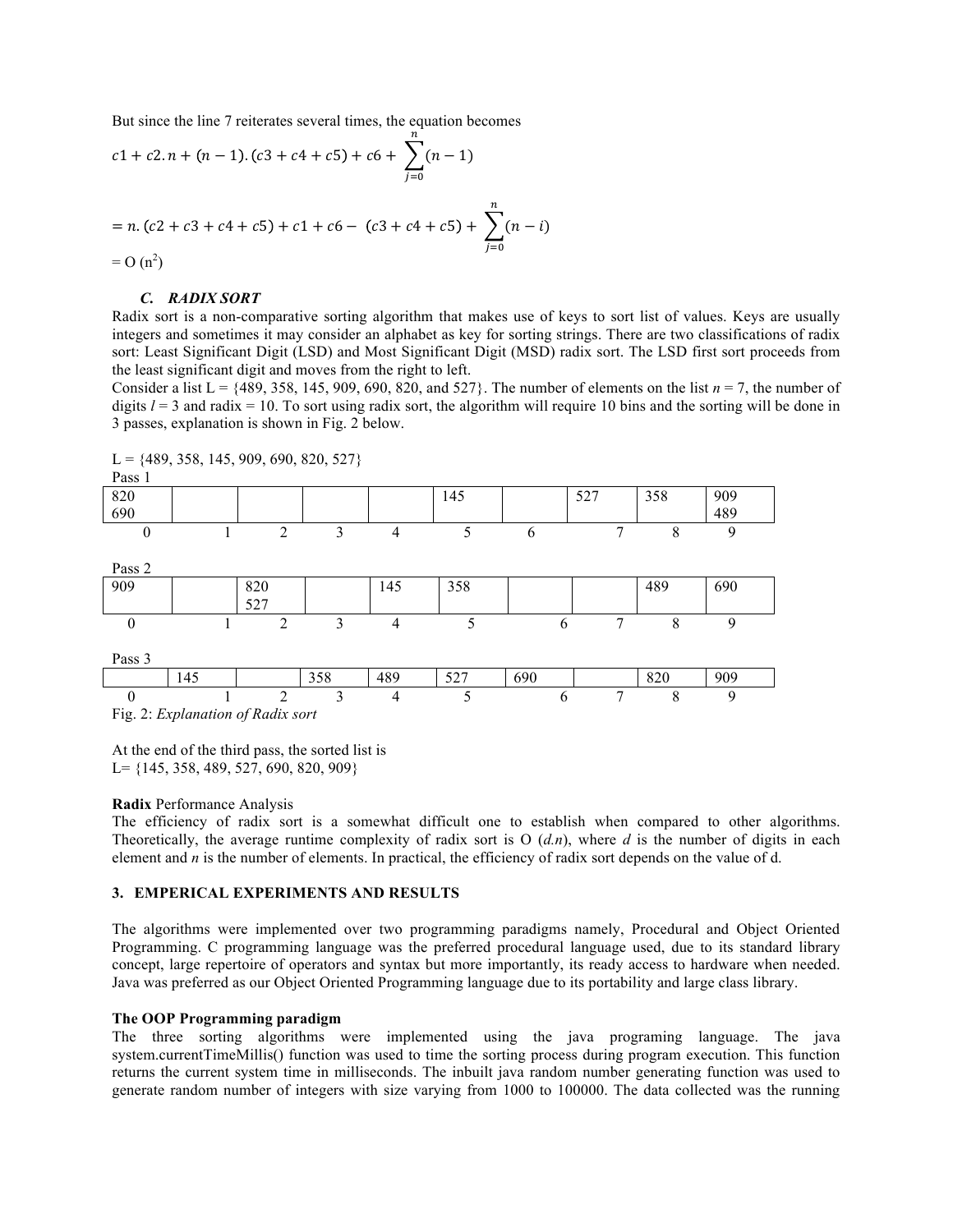But since the line 7 reiterates several times, the equation becomes

$$c1 + c2.n + (n-1).(c3 + c4 + c5) + c6 + \sum_{j=0}^{n}(n-1)$$

$$= n.(c2 + c3 + c4 + c5) + c1 + c6 - (c3 + c4 + c5) + \sum_{j=0}^{n}(n-i)$$

$= O(n^2)$

### C. *RADIX SORT*

Radix sort is a non-comparative sorting algorithm that makes use of keys to sort list of values. Keys are usually integers and sometimes it may consider an alphabet as key for sorting strings. There are two classifications of radix sort: Least Significant Digit (LSD) and Most Significant Digit (MSD) radix sort. The LSD first sort proceeds from the least significant digit and moves from the right to left.

Consider a list L = {489, 358, 145, 909, 690, 820, and 527}. The number of elements on the list $n$ = 7, the number of digits $l$ = 3 and radix = 10. To sort using radix sort, the algorithm will require 10 bins and the sorting will be done in 3 passes, explanation is shown in Fig. 2 below.

L = {489, 358, 145, 909, 690, 820, 527}

Pass 1

| 0 | 1 | 2 | 3 | 4 | 5 | 6 | 7 | 8 | 9 |
|---|---|---|---|---|---|---|---|---|---|
| 820<br>690 | | | | | 145 | | 527 | 358 | 909<br>489 |

Pass 2

| 0 | 1 | 2 | 3 | 4 | 5 | 6 | 7 | 8 | 9 |
|---|---|---|---|---|---|---|---|---|---|
| 909 | | 820<br>527 | | 145 | 358 | | | 489 | 690 |

Pass 3

| 0 | 1 | 2 | 3 | 4 | 5 | 6 | 7 | 8 | 9 |
|---|---|---|---|---|---|---|---|---|---|
| | 145 | | 358 | 489 | 527 | 690 | | 820 | 909 |

Fig. 2: *Explanation of Radix sort*

At the end of the third pass, the sorted list is
L= {145, 358, 489, 527, 690, 820, 909}

**Radix** Performance Analysis

The efficiency of radix sort is a somewhat difficult one to establish when compared to other algorithms. Theoretically, the average runtime complexity of radix sort is O ($d.n$), where $d$ is the number of digits in each element and $n$ is the number of elements. In practical, the efficiency of radix sort depends on the value of d.

## 3. EMPERICAL EXPERIMENTS AND RESULTS

The algorithms were implemented over two programming paradigms namely, Procedural and Object Oriented Programming. C programming language was the preferred procedural language used, due to its standard library concept, large repertoire of operators and syntax but more importantly, its ready access to hardware when needed. Java was preferred as our Object Oriented Programming language due to its portability and large class library.

**The OOP Programming paradigm**

The three sorting algorithms were implemented using the java programing language. The java system.currentTimeMillis() function was used to time the sorting process during program execution. This function returns the current system time in milliseconds. The inbuilt java random number generating function was used to generate random number of integers with size varying from 1000 to 100000. The data collected was the running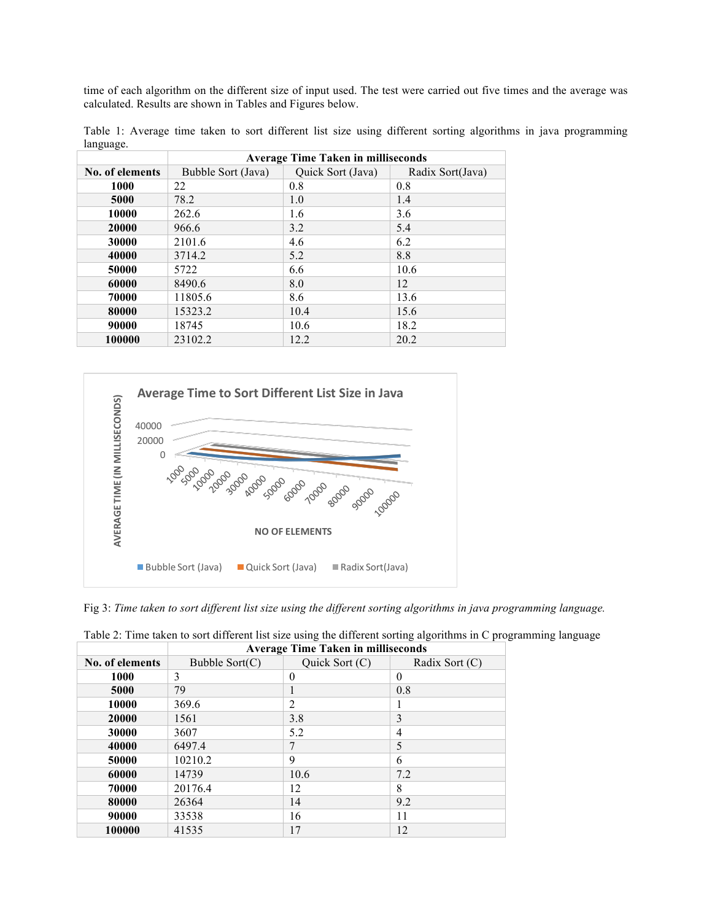time of each algorithm on the different size of input used. The test were carried out five times and the average was calculated. Results are shown in Tables and Figures below.

Table 1: Average time taken to sort different list size using different sorting algorithms in java programming language.

| | Average Time Taken in milliseconds | | |
|---|---|---|---|
| **No. of elements** | Bubble Sort (Java) | Quick Sort (Java) | Radix Sort(Java) |
| **1000** | 22 | 0.8 | 0.8 |
| **5000** | 78.2 | 1.0 | 1.4 |
| **10000** | 262.6 | 1.6 | 3.6 |
| **20000** | 966.6 | 3.2 | 5.4 |
| **30000** | 2101.6 | 4.6 | 6.2 |
| **40000** | 3714.2 | 5.2 | 8.8 |
| **50000** | 5722 | 6.6 | 10.6 |
| **60000** | 8490.6 | 8.0 | 12 |
| **70000** | 11805.6 | 8.6 | 13.6 |
| **80000** | 15323.2 | 10.4 | 15.6 |
| **90000** | 18745 | 10.6 | 18.2 |
| **100000** | 23102.2 | 12.2 | 20.2 |

Fig 3: *Time taken to sort different list size using the different sorting algorithms in java programming language.*

Table 2: Time taken to sort different list size using the different sorting algorithms in C programming language

| | Average Time Taken in milliseconds | | |
|---|---|---|---|
| **No. of elements** | Bubble Sort(C) | Quick Sort (C) | Radix Sort (C) |
| **1000** | 3 | 0 | 0 |
| **5000** | 79 | 1 | 0.8 |
| **10000** | 369.6 | 2 | 1 |
| **20000** | 1561 | 3.8 | 3 |
| **30000** | 3607 | 5.2 | 4 |
| **40000** | 6497.4 | 7 | 5 |
| **50000** | 10210.2 | 9 | 6 |
| **60000** | 14739 | 10.6 | 7.2 |
| **70000** | 20176.4 | 12 | 8 |
| **80000** | 26364 | 14 | 9.2 |
| **90000** | 33538 | 16 | 11 |
| **100000** | 41535 | 17 | 12 |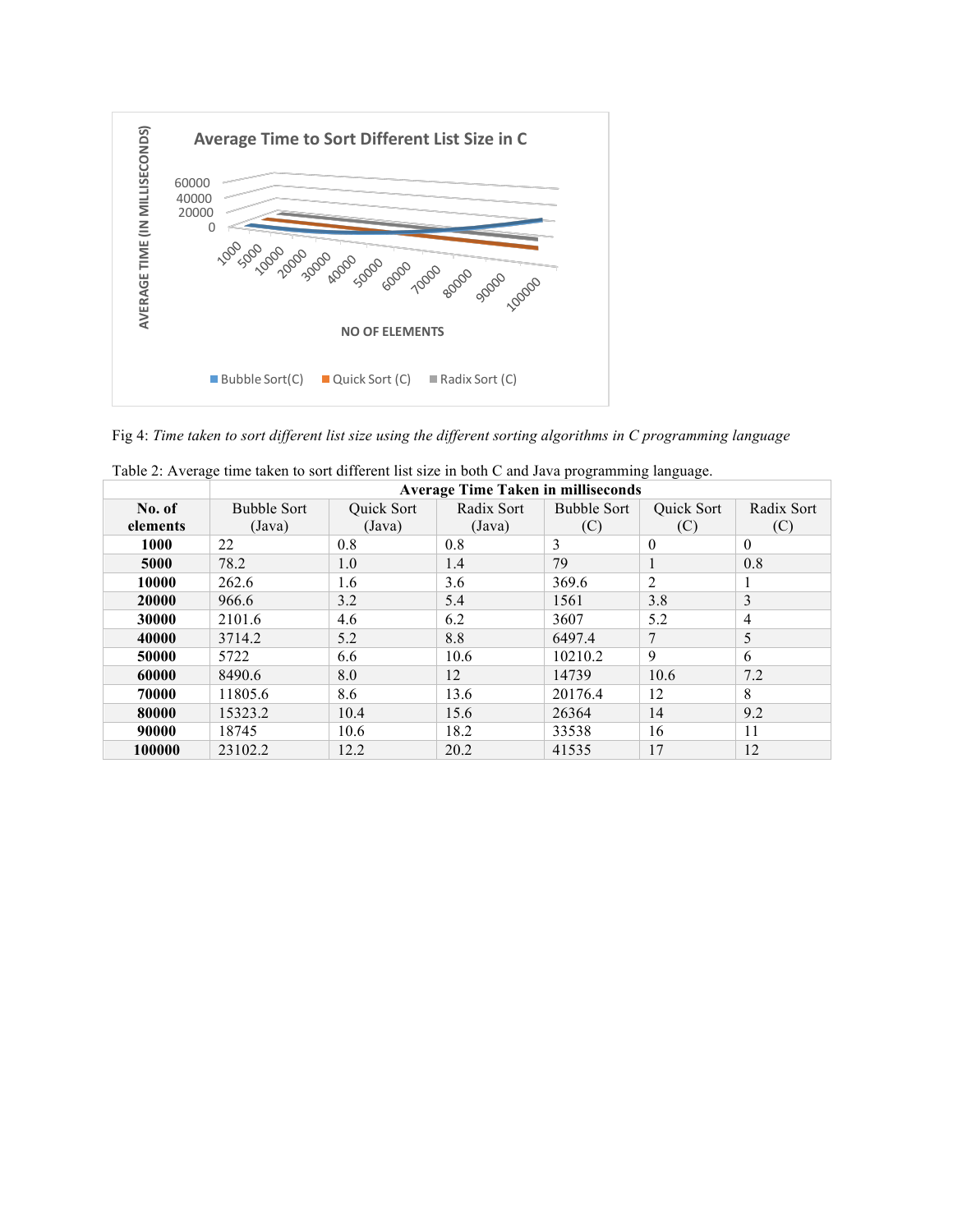Fig 4: *Time taken to sort different list size using the different sorting algorithms in C programming language*

Table 2: Average time taken to sort different list size in both C and Java programming language.

| No. of elements | Average Time Taken in milliseconds | | | | | |
|---|---|---|---|---|---|---|
| | Bubble Sort (Java) | Quick Sort (Java) | Radix Sort (Java) | Bubble Sort (C) | Quick Sort (C) | Radix Sort (C) |
| **1000** | 22 | 0.8 | 0.8 | 3 | 0 | 0 |
| **5000** | 78.2 | 1.0 | 1.4 | 79 | 1 | 0.8 |
| **10000** | 262.6 | 1.6 | 3.6 | 369.6 | 2 | 1 |
| **20000** | 966.6 | 3.2 | 5.4 | 1561 | 3.8 | 3 |
| **30000** | 2101.6 | 4.6 | 6.2 | 3607 | 5.2 | 4 |
| **40000** | 3714.2 | 5.2 | 8.8 | 6497.4 | 7 | 5 |
| **50000** | 5722 | 6.6 | 10.6 | 10210.2 | 9 | 6 |
| **60000** | 8490.6 | 8.0 | 12 | 14739 | 10.6 | 7.2 |
| **70000** | 11805.6 | 8.6 | 13.6 | 20176.4 | 12 | 8 |
| **80000** | 15323.2 | 10.4 | 15.6 | 26364 | 14 | 9.2 |
| **90000** | 18745 | 10.6 | 18.2 | 33538 | 16 | 11 |
| **100000** | 23102.2 | 12.2 | 20.2 | 41535 | 17 | 12 |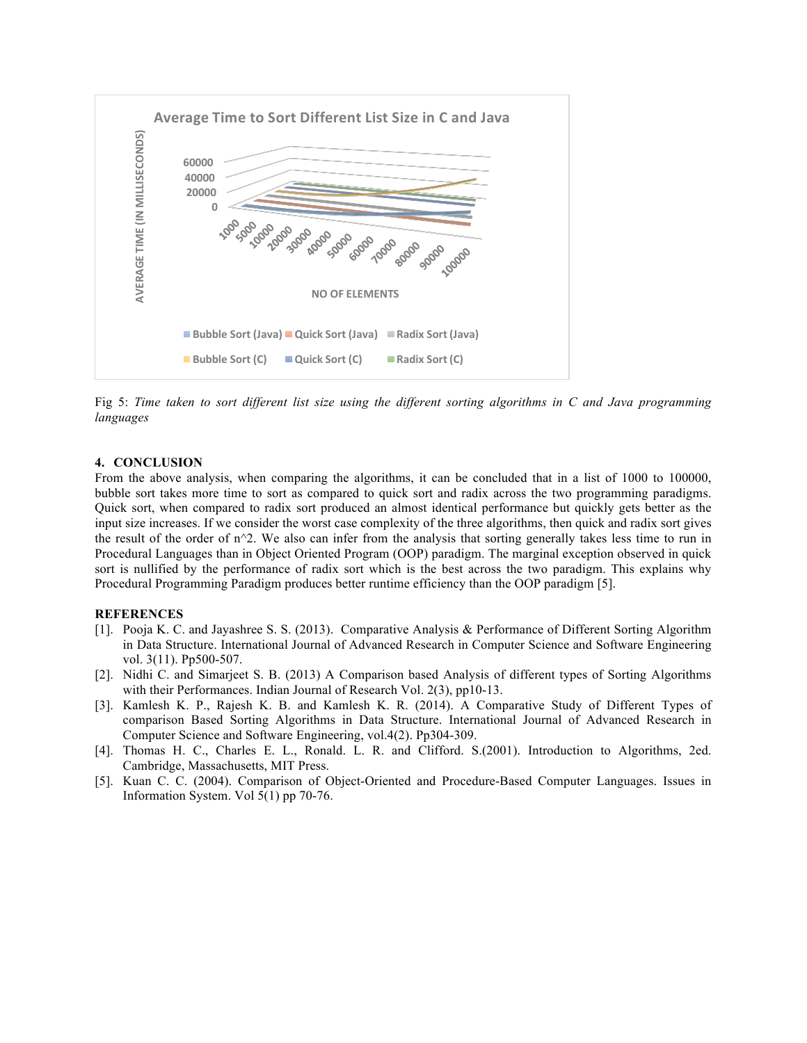Average Time to Sort Different List Size in C and Java

AVERAGE TIME (IN MILLISECONDS)

60000
40000
20000
0

1000
5000
10000
20000
30000
40000
50000
60000
70000
80000
90000
100000

NO OF ELEMENTS

Bubble Sort (Java)
Quick Sort (Java)
Radix Sort (Java)
Bubble Sort (C)
Quick Sort (C)
Radix Sort (C)

Fig 5: *Time taken to sort different list size using the different sorting algorithms in C and Java programming languages*

## 4. CONCLUSION

From the above analysis, when comparing the algorithms, it can be concluded that in a list of 1000 to 100000, bubble sort takes more time to sort as compared to quick sort and radix across the two programming paradigms. Quick sort, when compared to radix sort produced an almost identical performance but quickly gets better as the input size increases. If we consider the worst case complexity of the three algorithms, then quick and radix sort gives the result of the order of n^2. We also can infer from the analysis that sorting generally takes less time to run in Procedural Languages than in Object Oriented Program (OOP) paradigm. The marginal exception observed in quick sort is nullified by the performance of radix sort which is the best across the two paradigm. This explains why Procedural Programming Paradigm produces better runtime efficiency than the OOP paradigm [5].

## REFERENCES

[1]. Pooja K. C. and Jayashree S. S. (2013). Comparative Analysis & Performance of Different Sorting Algorithm in Data Structure. International Journal of Advanced Research in Computer Science and Software Engineering vol. 3(11). Pp500-507.

[2]. Nidhi C. and Simarjeet S. B. (2013) A Comparison based Analysis of different types of Sorting Algorithms with their Performances. Indian Journal of Research Vol. 2(3), pp10-13.

[3]. Kamlesh K. P., Rajesh K. B. and Kamlesh K. R. (2014). A Comparative Study of Different Types of comparison Based Sorting Algorithms in Data Structure. International Journal of Advanced Research in Computer Science and Software Engineering, vol.4(2). Pp304-309.

[4]. Thomas H. C., Charles E. L., Ronald. L. R. and Clifford. S.(2001). Introduction to Algorithms, 2ed. Cambridge, Massachusetts, MIT Press.

[5]. Kuan C. C. (2004). Comparison of Object-Oriented and Procedure-Based Computer Languages. Issues in Information System. Vol 5(1) pp 70-76.